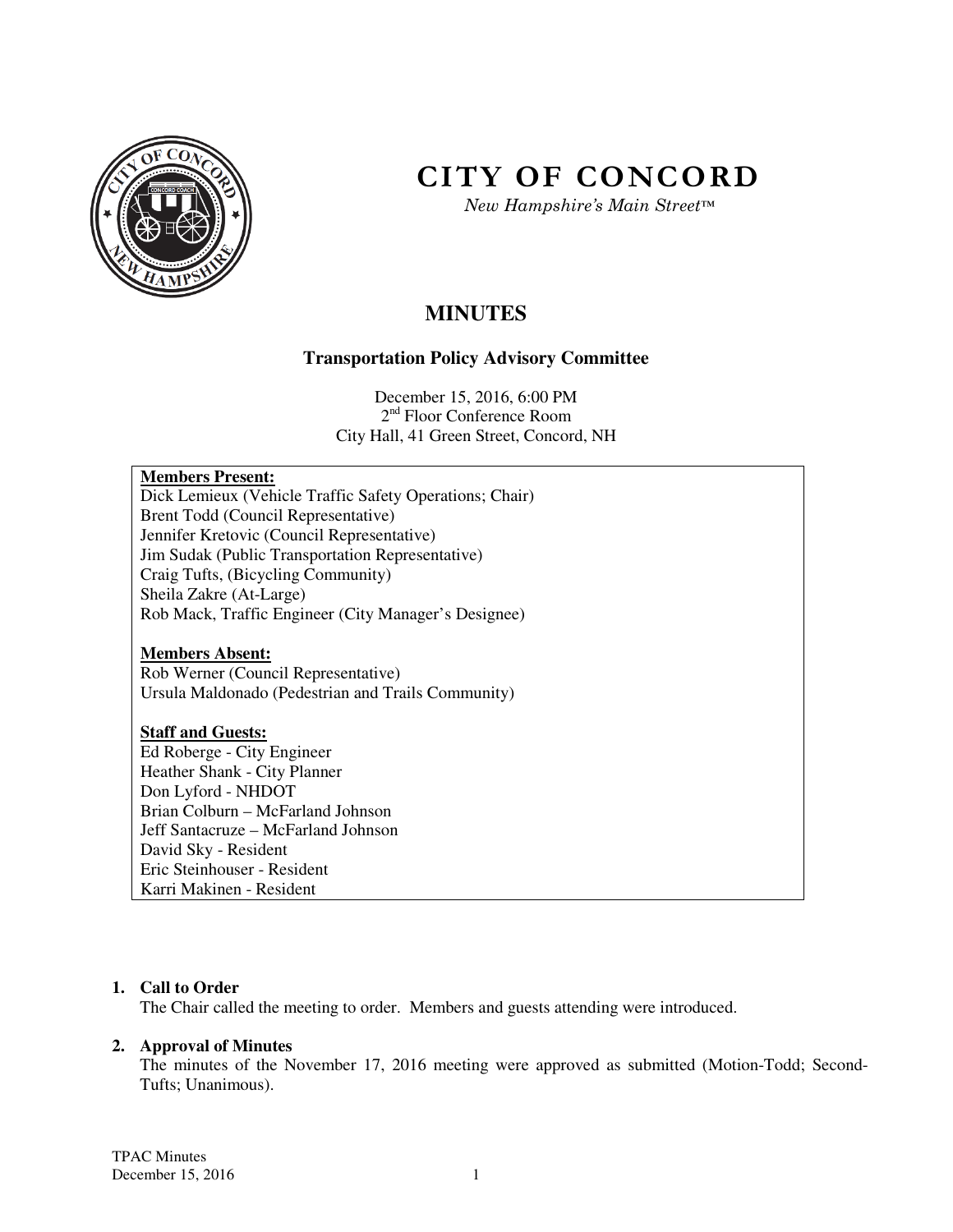# CITY OF CONCORD

*New Hampshire's Main Street™*

## MINUTES

### Transportation Policy Advisory Committee

December 15, 2016, 6:00 PM
2nd Floor Conference Room
City Hall, 41 Green Street, Concord, NH

**Members Present:**
Dick Lemieux (Vehicle Traffic Safety Operations; Chair)
Brent Todd (Council Representative)
Jennifer Kretovic (Council Representative)
Jim Sudak (Public Transportation Representative)
Craig Tufts, (Bicycling Community)
Sheila Zakre (At-Large)
Rob Mack, Traffic Engineer (City Manager's Designee)

**Members Absent:**
Rob Werner (Council Representative)
Ursula Maldonado (Pedestrian and Trails Community)

**Staff and Guests:**
Ed Roberge - City Engineer
Heather Shank - City Planner
Don Lyford - NHDOT
Brian Colburn – McFarland Johnson
Jeff Santacruze – McFarland Johnson
David Sky - Resident
Eric Steinhouser - Resident
Karri Makinen - Resident

1. **Call to Order**
   The Chair called the meeting to order. Members and guests attending were introduced.

2. **Approval of Minutes**
   The minutes of the November 17, 2016 meeting were approved as submitted (Motion-Todd; Second-Tufts; Unanimous).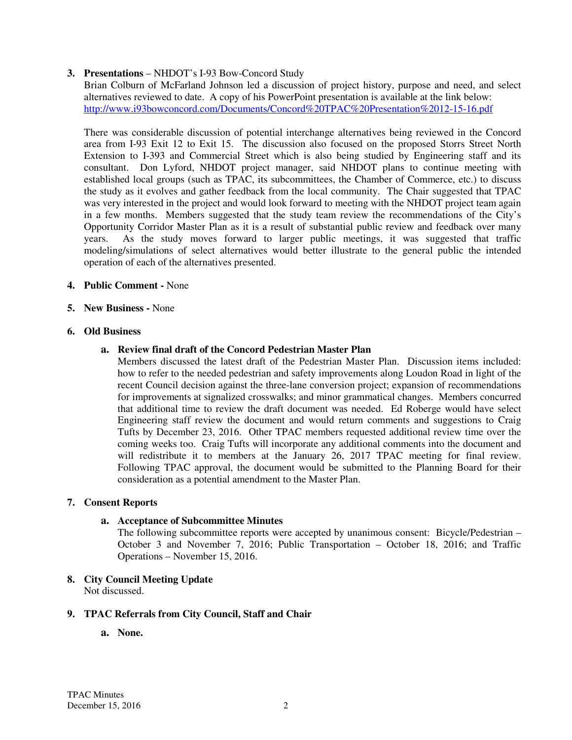**3. Presentations** – NHDOT's I-93 Bow-Concord Study

Brian Colburn of McFarland Johnson led a discussion of project history, purpose and need, and select alternatives reviewed to date. A copy of his PowerPoint presentation is available at the link below: http://www.i93bowconcord.com/Documents/Concord%20TPAC%20Presentation%2012-15-16.pdf

There was considerable discussion of potential interchange alternatives being reviewed in the Concord area from I-93 Exit 12 to Exit 15. The discussion also focused on the proposed Storrs Street North Extension to I-393 and Commercial Street which is also being studied by Engineering staff and its consultant. Don Lyford, NHDOT project manager, said NHDOT plans to continue meeting with established local groups (such as TPAC, its subcommittees, the Chamber of Commerce, etc.) to discuss the study as it evolves and gather feedback from the local community. The Chair suggested that TPAC was very interested in the project and would look forward to meeting with the NHDOT project team again in a few months. Members suggested that the study team review the recommendations of the City's Opportunity Corridor Master Plan as it is a result of substantial public review and feedback over many years. As the study moves forward to larger public meetings, it was suggested that traffic modeling/simulations of select alternatives would better illustrate to the general public the intended operation of each of the alternatives presented.

**4. Public Comment -** None

**5. New Business -** None

**6. Old Business**

**a. Review final draft of the Concord Pedestrian Master Plan**

Members discussed the latest draft of the Pedestrian Master Plan. Discussion items included: how to refer to the needed pedestrian and safety improvements along Loudon Road in light of the recent Council decision against the three-lane conversion project; expansion of recommendations for improvements at signalized crosswalks; and minor grammatical changes. Members concurred that additional time to review the draft document was needed. Ed Roberge would have select Engineering staff review the document and would return comments and suggestions to Craig Tufts by December 23, 2016. Other TPAC members requested additional review time over the coming weeks too. Craig Tufts will incorporate any additional comments into the document and will redistribute it to members at the January 26, 2017 TPAC meeting for final review. Following TPAC approval, the document would be submitted to the Planning Board for their consideration as a potential amendment to the Master Plan.

**7. Consent Reports**

**a. Acceptance of Subcommittee Minutes**

The following subcommittee reports were accepted by unanimous consent: Bicycle/Pedestrian – October 3 and November 7, 2016; Public Transportation – October 18, 2016; and Traffic Operations – November 15, 2016.

**8. City Council Meeting Update**

Not discussed.

**9. TPAC Referrals from City Council, Staff and Chair**

**a. None.**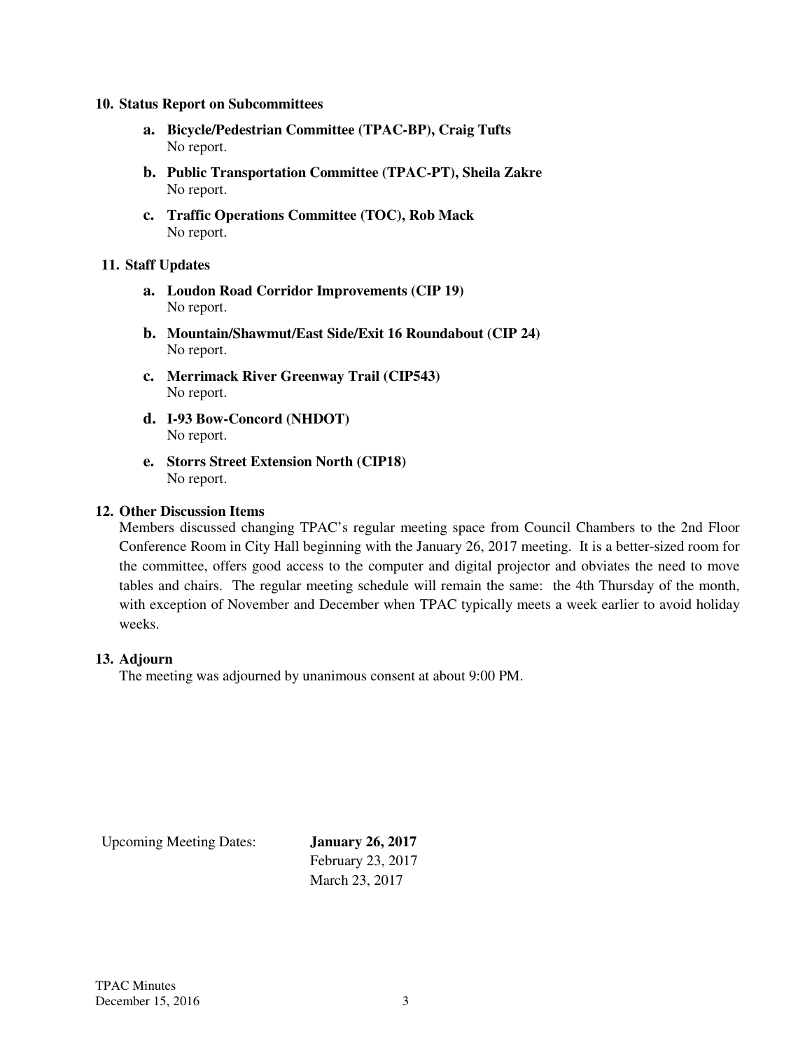**10. Status Report on Subcommittees**

- **a. Bicycle/Pedestrian Committee (TPAC-BP), Craig Tufts**
  No report.
- **b. Public Transportation Committee (TPAC-PT), Sheila Zakre**
  No report.
- **c. Traffic Operations Committee (TOC), Rob Mack**
  No report.

**11. Staff Updates**

- **a. Loudon Road Corridor Improvements (CIP 19)**
  No report.
- **b. Mountain/Shawmut/East Side/Exit 16 Roundabout (CIP 24)**
  No report.
- **c. Merrimack River Greenway Trail (CIP543)**
  No report.
- **d. I-93 Bow-Concord (NHDOT)**
  No report.
- **e. Storrs Street Extension North (CIP18)**
  No report.

**12. Other Discussion Items**

Members discussed changing TPAC's regular meeting space from Council Chambers to the 2nd Floor Conference Room in City Hall beginning with the January 26, 2017 meeting. It is a better-sized room for the committee, offers good access to the computer and digital projector and obviates the need to move tables and chairs. The regular meeting schedule will remain the same: the 4th Thursday of the month, with exception of November and December when TPAC typically meets a week earlier to avoid holiday weeks.

**13. Adjourn**

The meeting was adjourned by unanimous consent at about 9:00 PM.

Upcoming Meeting Dates: **January 26, 2017**
February 23, 2017
March 23, 2017